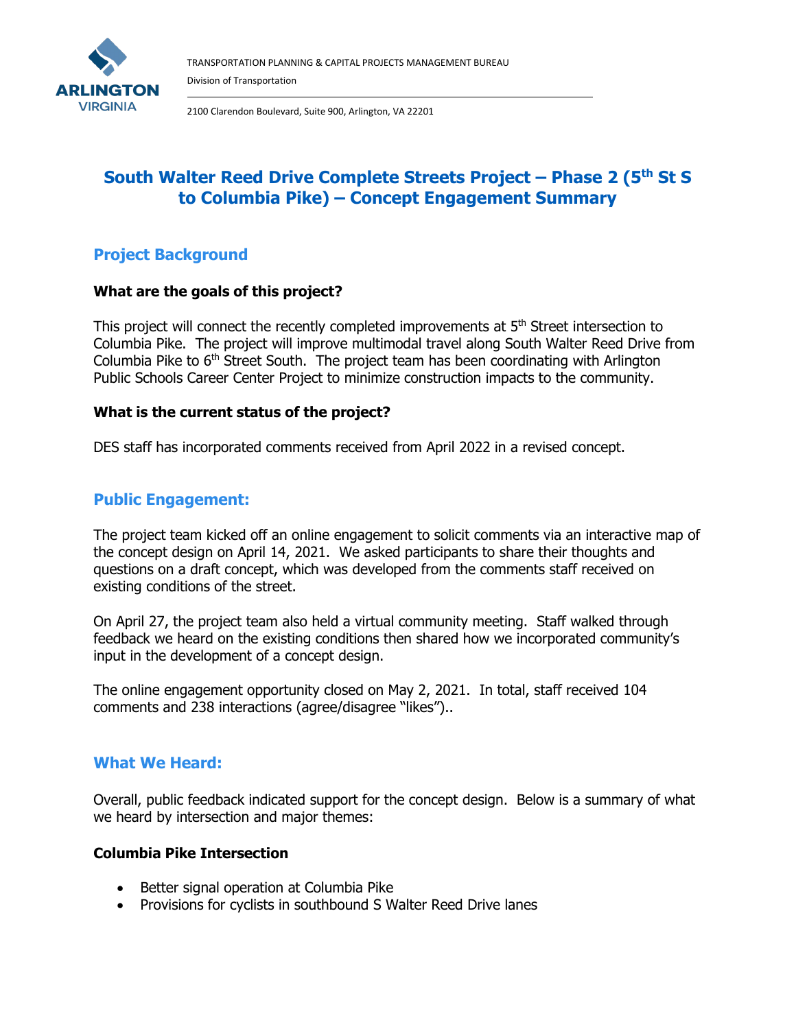TRANSPORTATION PLANNING & CAPITAL PROJECTS MANAGEMENT BUREAU

Division of Transportation

2100 Clarendon Boulevard, Suite 900, Arlington, VA 22201

# South Walter Reed Drive Complete Streets Project – Phase 2 (5th St S to Columbia Pike) – Concept Engagement Summary

## Project Background

**What are the goals of this project?**

This project will connect the recently completed improvements at 5th Street intersection to Columbia Pike. The project will improve multimodal travel along South Walter Reed Drive from Columbia Pike to 6th Street South. The project team has been coordinating with Arlington Public Schools Career Center Project to minimize construction impacts to the community.

**What is the current status of the project?**

DES staff has incorporated comments received from April 2022 in a revised concept.

## Public Engagement:

The project team kicked off an online engagement to solicit comments via an interactive map of the concept design on April 14, 2021. We asked participants to share their thoughts and questions on a draft concept, which was developed from the comments staff received on existing conditions of the street.

On April 27, the project team also held a virtual community meeting. Staff walked through feedback we heard on the existing conditions then shared how we incorporated community's input in the development of a concept design.

The online engagement opportunity closed on May 2, 2021. In total, staff received 104 comments and 238 interactions (agree/disagree "likes")..

## What We Heard:

Overall, public feedback indicated support for the concept design. Below is a summary of what we heard by intersection and major themes:

**Columbia Pike Intersection**

- Better signal operation at Columbia Pike
- Provisions for cyclists in southbound S Walter Reed Drive lanes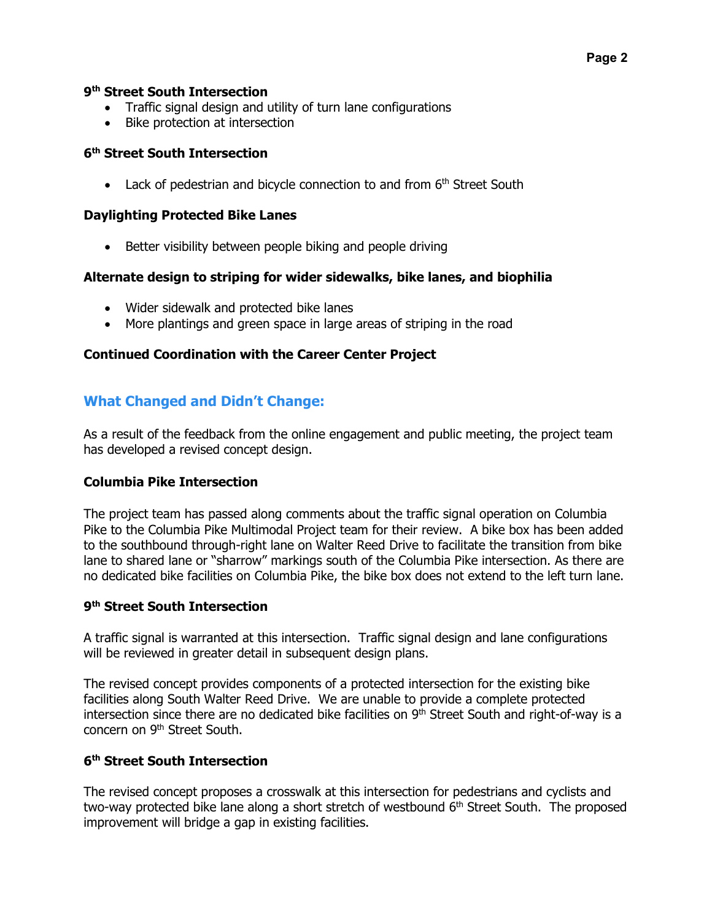**9th Street South Intersection**

- Traffic signal design and utility of turn lane configurations
- Bike protection at intersection

**6th Street South Intersection**

- Lack of pedestrian and bicycle connection to and from 6th Street South

**Daylighting Protected Bike Lanes**

- Better visibility between people biking and people driving

**Alternate design to striping for wider sidewalks, bike lanes, and biophilia**

- Wider sidewalk and protected bike lanes
- More plantings and green space in large areas of striping in the road

**Continued Coordination with the Career Center Project**

## What Changed and Didn't Change:

As a result of the feedback from the online engagement and public meeting, the project team has developed a revised concept design.

**Columbia Pike Intersection**

The project team has passed along comments about the traffic signal operation on Columbia Pike to the Columbia Pike Multimodal Project team for their review. A bike box has been added to the southbound through-right lane on Walter Reed Drive to facilitate the transition from bike lane to shared lane or "sharrow" markings south of the Columbia Pike intersection. As there are no dedicated bike facilities on Columbia Pike, the bike box does not extend to the left turn lane.

**9th Street South Intersection**

A traffic signal is warranted at this intersection. Traffic signal design and lane configurations will be reviewed in greater detail in subsequent design plans.

The revised concept provides components of a protected intersection for the existing bike facilities along South Walter Reed Drive. We are unable to provide a complete protected intersection since there are no dedicated bike facilities on 9th Street South and right-of-way is a concern on 9th Street South.

**6th Street South Intersection**

The revised concept proposes a crosswalk at this intersection for pedestrians and cyclists and two-way protected bike lane along a short stretch of westbound 6th Street South. The proposed improvement will bridge a gap in existing facilities.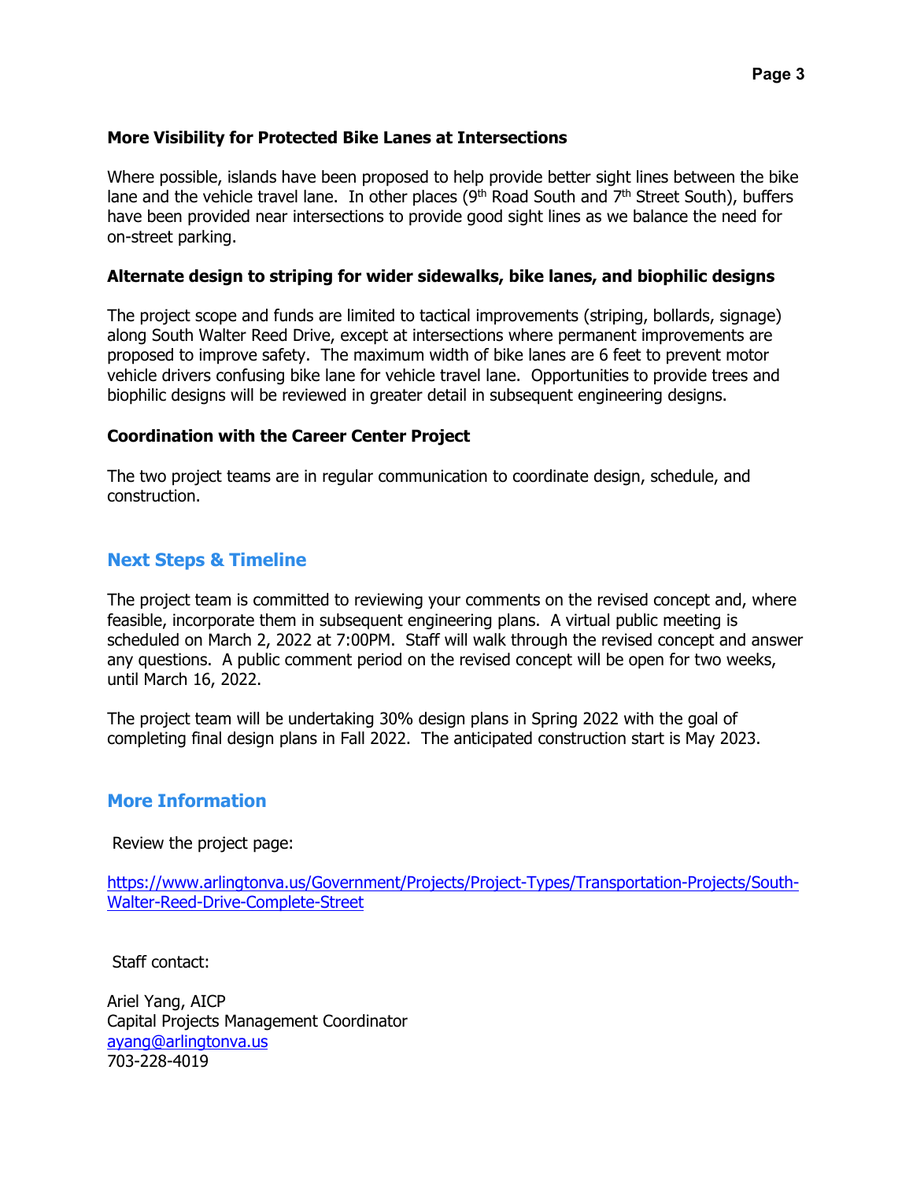### More Visibility for Protected Bike Lanes at Intersections

Where possible, islands have been proposed to help provide better sight lines between the bike lane and the vehicle travel lane. In other places (9th Road South and 7th Street South), buffers have been provided near intersections to provide good sight lines as we balance the need for on-street parking.

### Alternate design to striping for wider sidewalks, bike lanes, and biophilic designs

The project scope and funds are limited to tactical improvements (striping, bollards, signage) along South Walter Reed Drive, except at intersections where permanent improvements are proposed to improve safety. The maximum width of bike lanes are 6 feet to prevent motor vehicle drivers confusing bike lane for vehicle travel lane. Opportunities to provide trees and biophilic designs will be reviewed in greater detail in subsequent engineering designs.

### Coordination with the Career Center Project

The two project teams are in regular communication to coordinate design, schedule, and construction.

## Next Steps & Timeline

The project team is committed to reviewing your comments on the revised concept and, where feasible, incorporate them in subsequent engineering plans. A virtual public meeting is scheduled on March 2, 2022 at 7:00PM. Staff will walk through the revised concept and answer any questions. A public comment period on the revised concept will be open for two weeks, until March 16, 2022.

The project team will be undertaking 30% design plans in Spring 2022 with the goal of completing final design plans in Fall 2022. The anticipated construction start is May 2023.

## More Information

Review the project page:

https://www.arlingtonva.us/Government/Projects/Project-Types/Transportation-Projects/South-Walter-Reed-Drive-Complete-Street

Staff contact:

Ariel Yang, AICP
Capital Projects Management Coordinator
ayang@arlingtonva.us
703-228-4019